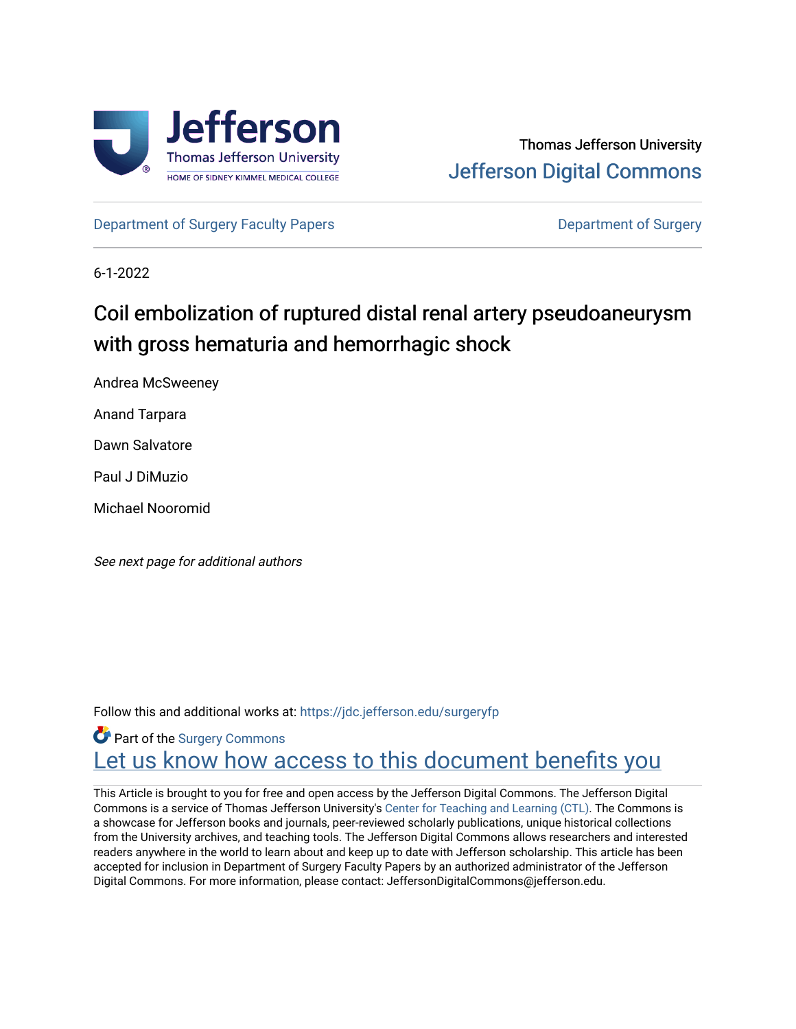Thomas Jefferson University

Jefferson Digital Commons

Department of Surgery Faculty Papers | Department of Surgery

6-1-2022

# Coil embolization of ruptured distal renal artery pseudoaneurysm with gross hematuria and hemorrhagic shock

Andrea McSweeney

Anand Tarpara

Dawn Salvatore

Paul J DiMuzio

Michael Nooromid

*See next page for additional authors*

Follow this and additional works at: https://jdc.jefferson.edu/surgeryfp

Part of the Surgery Commons

Let us know how access to this document benefits you

This Article is brought to you for free and open access by the Jefferson Digital Commons. The Jefferson Digital Commons is a service of Thomas Jefferson University's Center for Teaching and Learning (CTL). The Commons is a showcase for Jefferson books and journals, peer-reviewed scholarly publications, unique historical collections from the University archives, and teaching tools. The Jefferson Digital Commons allows researchers and interested readers anywhere in the world to learn about and keep up to date with Jefferson scholarship. This article has been accepted for inclusion in Department of Surgery Faculty Papers by an authorized administrator of the Jefferson Digital Commons. For more information, please contact: JeffersonDigitalCommons@jefferson.edu.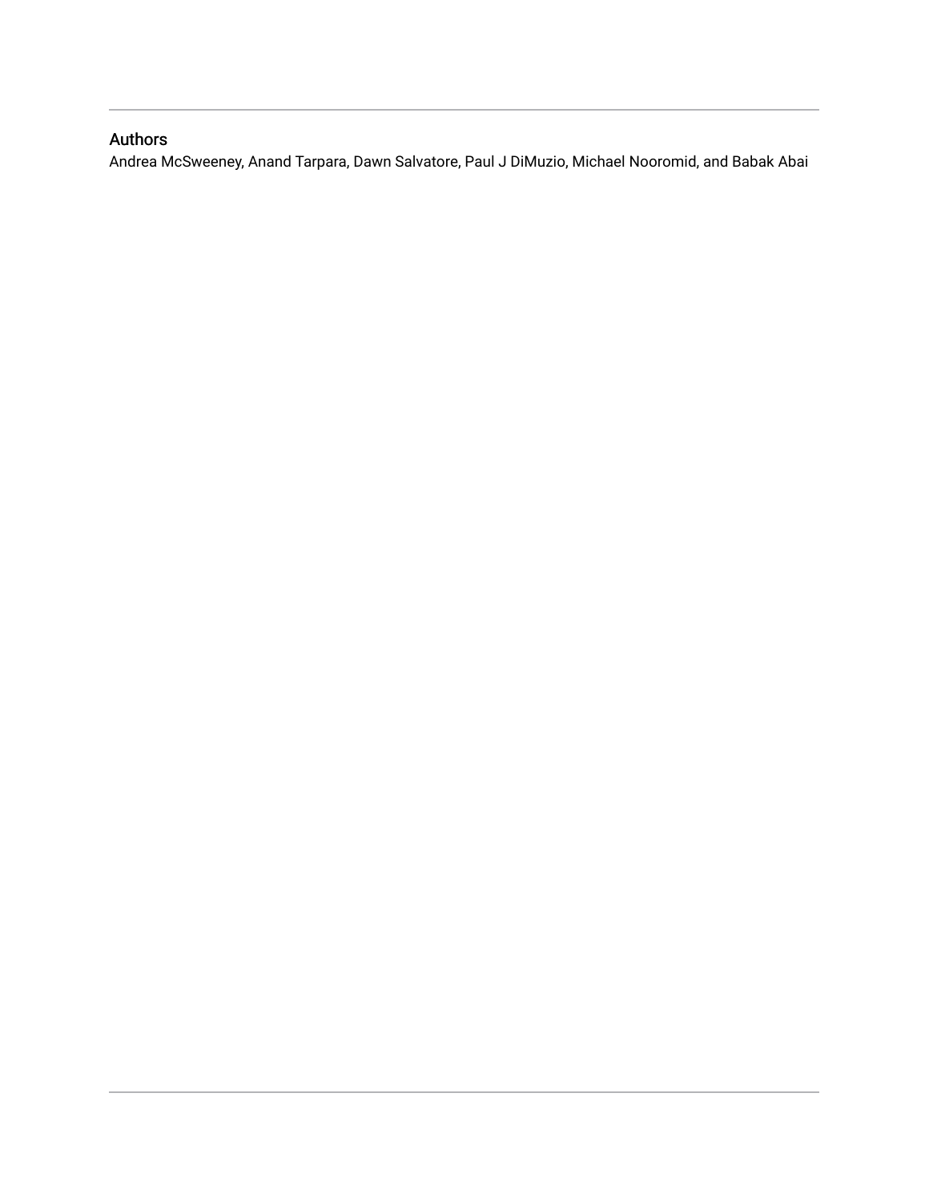## Authors

Andrea McSweeney, Anand Tarpara, Dawn Salvatore, Paul J DiMuzio, Michael Nooromid, and Babak Abai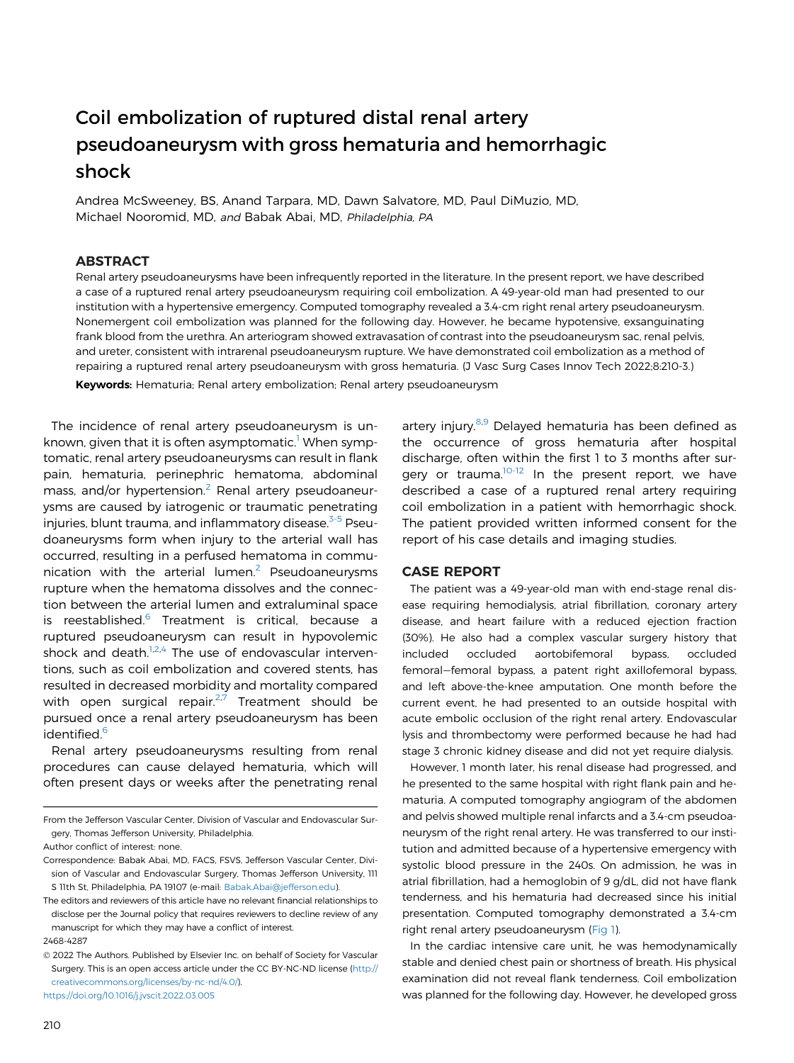# Coil embolization of ruptured distal renal artery pseudoaneurysm with gross hematuria and hemorrhagic shock

Andrea McSweeney, BS, Anand Tarpara, MD, Dawn Salvatore, MD, Paul DiMuzio, MD, Michael Nooromid, MD, *and* Babak Abai, MD, *Philadelphia, PA*

## ABSTRACT

Renal artery pseudoaneurysms have been infrequently reported in the literature. In the present report, we have described a case of a ruptured renal artery pseudoaneurysm requiring coil embolization. A 49-year-old man had presented to our institution with a hypertensive emergency. Computed tomography revealed a 3.4-cm right renal artery pseudoaneurysm. Nonemergent coil embolization was planned for the following day. However, he became hypotensive, exsanguinating frank blood from the urethra. An arteriogram showed extravasation of contrast into the pseudoaneurysm sac, renal pelvis, and ureter, consistent with intrarenal pseudoaneurysm rupture. We have demonstrated coil embolization as a method of repairing a ruptured renal artery pseudoaneurysm with gross hematuria. (J Vasc Surg Cases Innov Tech 2022;8:210-3.)

**Keywords:** Hematuria; Renal artery embolization; Renal artery pseudoaneurysm

The incidence of renal artery pseudoaneurysm is unknown, given that it is often asymptomatic.[1] When symptomatic, renal artery pseudoaneurysms can result in flank pain, hematuria, perinephric hematoma, abdominal mass, and/or hypertension.[2] Renal artery pseudoaneurysms are caused by iatrogenic or traumatic penetrating injuries, blunt trauma, and inflammatory disease.[3-5] Pseudoaneurysms form when injury to the arterial wall has occurred, resulting in a perfused hematoma in communication with the arterial lumen.[2] Pseudoaneurysms rupture when the hematoma dissolves and the connection between the arterial lumen and extraluminal space is reestablished.[6] Treatment is critical, because a ruptured pseudoaneurysm can result in hypovolemic shock and death.[1,2,4] The use of endovascular interventions, such as coil embolization and covered stents, has resulted in decreased morbidity and mortality compared with open surgical repair.[2,7] Treatment should be pursued once a renal artery pseudoaneurysm has been identified.[6]

Renal artery pseudoaneurysms resulting from renal procedures can cause delayed hematuria, which will often present days or weeks after the penetrating renal artery injury.[8,9] Delayed hematuria has been defined as the occurrence of gross hematuria after hospital discharge, often within the first 1 to 3 months after surgery or trauma.[10-12] In the present report, we have described a case of a ruptured renal artery requiring coil embolization in a patient with hemorrhagic shock. The patient provided written informed consent for the report of his case details and imaging studies.

## CASE REPORT

The patient was a 49-year-old man with end-stage renal disease requiring hemodialysis, atrial fibrillation, coronary artery disease, and heart failure with a reduced ejection fraction (30%). He also had a complex vascular surgery history that included occluded aortobifemoral bypass, occluded femoral–femoral bypass, a patent right axillofemoral bypass, and left above-the-knee amputation. One month before the current event, he had presented to an outside hospital with acute embolic occlusion of the right renal artery. Endovascular lysis and thrombectomy were performed because he had had stage 3 chronic kidney disease and did not yet require dialysis.

However, 1 month later, his renal disease had progressed, and he presented to the same hospital with right flank pain and hematuria. A computed tomography angiogram of the abdomen and pelvis showed multiple renal infarcts and a 3.4-cm pseudoaneurysm of the right renal artery. He was transferred to our institution and admitted because of a hypertensive emergency with systolic blood pressure in the 240s. On admission, he was in atrial fibrillation, had a hemoglobin of 9 g/dL, did not have flank tenderness, and his hematuria had decreased since his initial presentation. Computed tomography demonstrated a 3.4-cm right renal artery pseudoaneurysm (Fig 1).

In the cardiac intensive care unit, he was hemodynamically stable and denied chest pain or shortness of breath. His physical examination did not reveal flank tenderness. Coil embolization was planned for the following day. However, he developed gross

From the Jefferson Vascular Center, Division of Vascular and Endovascular Surgery, Thomas Jefferson University, Philadelphia.

Author conflict of interest: none.

Correspondence: Babak Abai, MD, FACS, FSVS, Jefferson Vascular Center, Division of Vascular and Endovascular Surgery, Thomas Jefferson University, 111 S 11th St, Philadelphia, PA 19107 (e-mail: Babak.Abai@jefferson.edu).

The editors and reviewers of this article have no relevant financial relationships to disclose per the Journal policy that requires reviewers to decline review of any manuscript for which they may have a conflict of interest.

2468-4287

© 2022 The Authors. Published by Elsevier Inc. on behalf of Society for Vascular Surgery. This is an open access article under the CC BY-NC-ND license (http://creativecommons.org/licenses/by-nc-nd/4.0/).

https://doi.org/10.1016/j.jvscit.2022.03.005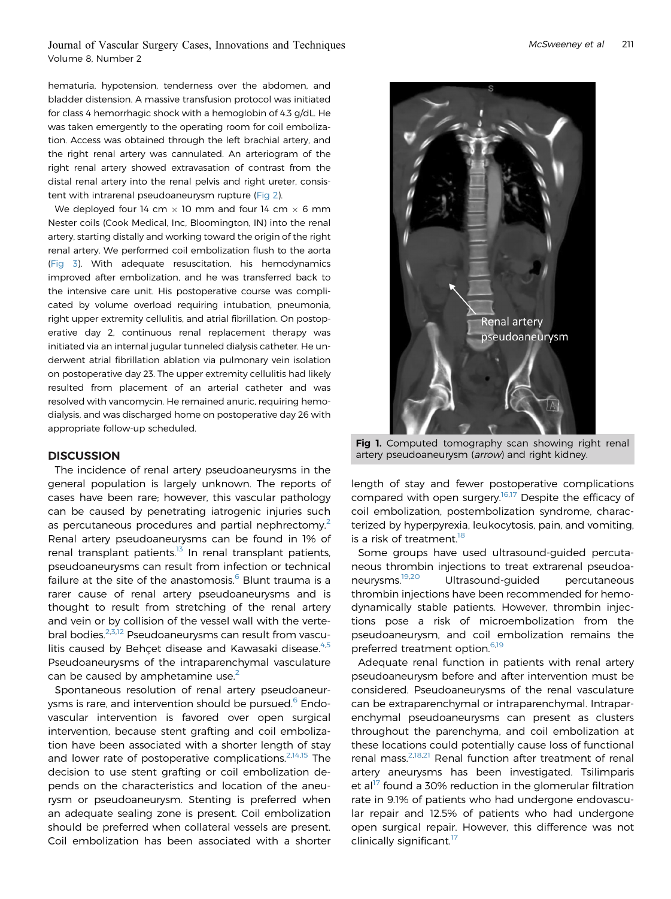hematuria, hypotension, tenderness over the abdomen, and bladder distension. A massive transfusion protocol was initiated for class 4 hemorrhagic shock with a hemoglobin of 4.3 g/dL. He was taken emergently to the operating room for coil embolization. Access was obtained through the left brachial artery, and the right renal artery was cannulated. An arteriogram of the right renal artery showed extravasation of contrast from the distal renal artery into the renal pelvis and right ureter, consistent with intrarenal pseudoaneurysm rupture (Fig 2).

We deployed four 14 cm × 10 mm and four 14 cm × 6 mm Nester coils (Cook Medical, Inc, Bloomington, IN) into the renal artery, starting distally and working toward the origin of the right renal artery. We performed coil embolization flush to the aorta (Fig 3). With adequate resuscitation, his hemodynamics improved after embolization, and he was transferred back to the intensive care unit. His postoperative course was complicated by volume overload requiring intubation, pneumonia, right upper extremity cellulitis, and atrial fibrillation. On postoperative day 2, continuous renal replacement therapy was initiated via an internal jugular tunneled dialysis catheter. He underwent atrial fibrillation ablation via pulmonary vein isolation on postoperative day 23. The upper extremity cellulitis had likely resulted from placement of an arterial catheter and was resolved with vancomycin. He remained anuric, requiring hemodialysis, and was discharged home on postoperative day 26 with appropriate follow-up scheduled.

**Fig 1.** Computed tomography scan showing right renal artery pseudoaneurysm (*arrow*) and right kidney.

## DISCUSSION

The incidence of renal artery pseudoaneurysms in the general population is largely unknown. The reports of cases have been rare; however, this vascular pathology can be caused by penetrating iatrogenic injuries such as percutaneous procedures and partial nephrectomy.[2] Renal artery pseudoaneurysms can be found in 1% of renal transplant patients.[13] In renal transplant patients, pseudoaneurysms can result from infection or technical failure at the site of the anastomosis.[6] Blunt trauma is a rarer cause of renal artery pseudoaneurysms and is thought to result from stretching of the renal artery and vein or by collision of the vessel wall with the vertebral bodies.[2,3,12] Pseudoaneurysms can result from vasculitis caused by Behçet disease and Kawasaki disease.[4,5] Pseudoaneurysms of the intraparenchymal vasculature can be caused by amphetamine use.[2]

Spontaneous resolution of renal artery pseudoaneurysms is rare, and intervention should be pursued.[6] Endovascular intervention is favored over open surgical intervention, because stent grafting and coil embolization have been associated with a shorter length of stay and lower rate of postoperative complications.[2,14,15] The decision to use stent grafting or coil embolization depends on the characteristics and location of the aneurysm or pseudoaneurysm. Stenting is preferred when an adequate sealing zone is present. Coil embolization should be preferred when collateral vessels are present. Coil embolization has been associated with a shorter length of stay and fewer postoperative complications compared with open surgery.[16,17] Despite the efficacy of coil embolization, postembolization syndrome, characterized by hyperpyrexia, leukocytosis, pain, and vomiting, is a risk of treatment.[18]

Some groups have used ultrasound-guided percutaneous thrombin injections to treat extrarenal pseudoaneurysms.[19,20] Ultrasound-guided percutaneous thrombin injections have been recommended for hemodynamically stable patients. However, thrombin injections pose a risk of microembolization from the pseudoaneurysm, and coil embolization remains the preferred treatment option.[6,19]

Adequate renal function in patients with renal artery pseudoaneurysm before and after intervention must be considered. Pseudoaneurysms of the renal vasculature can be extraparenchymal or intraparenchymal. Intraparenchymal pseudoaneurysms can present as clusters throughout the parenchyma, and coil embolization at these locations could potentially cause loss of functional renal mass.[2,18,21] Renal function after treatment of renal artery aneurysms has been investigated. Tsilimparis et al[17] found a 30% reduction in the glomerular filtration rate in 9.1% of patients who had undergone endovascular repair and 12.5% of patients who had undergone open surgical repair. However, this difference was not clinically significant.[17]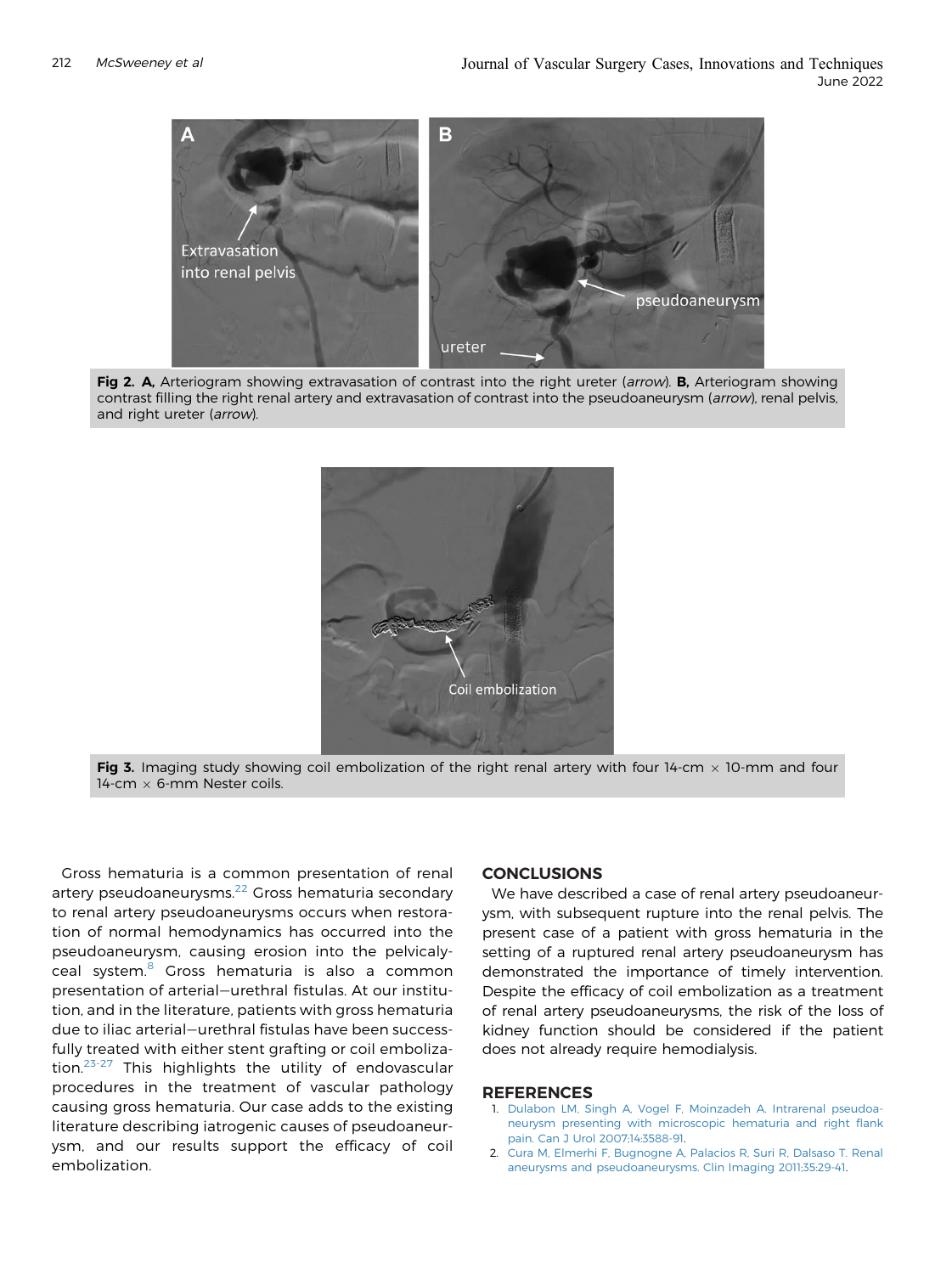Fig 2. **A,** Arteriogram showing extravasation of contrast into the right ureter (*arrow*). **B,** Arteriogram showing contrast filling the right renal artery and extravasation of contrast into the pseudoaneurysm (*arrow*), renal pelvis, and right ureter (*arrow*).

Fig 3. Imaging study showing coil embolization of the right renal artery with four 14-cm × 10-mm and four 14-cm × 6-mm Nester coils.

Gross hematuria is a common presentation of renal artery pseudoaneurysms.[22] Gross hematuria secondary to renal artery pseudoaneurysms occurs when restoration of normal hemodynamics has occurred into the pseudoaneurysm, causing erosion into the pelvicalyceal system.[8] Gross hematuria is also a common presentation of arterial–urethral fistulas. At our institution, and in the literature, patients with gross hematuria due to iliac arterial–urethral fistulas have been successfully treated with either stent grafting or coil embolization.[23-27] This highlights the utility of endovascular procedures in the treatment of vascular pathology causing gross hematuria. Our case adds to the existing literature describing iatrogenic causes of pseudoaneurysm, and our results support the efficacy of coil embolization.

## CONCLUSIONS

We have described a case of renal artery pseudoaneurysm, with subsequent rupture into the renal pelvis. The present case of a patient with gross hematuria in the setting of a ruptured renal artery pseudoaneurysm has demonstrated the importance of timely intervention. Despite the efficacy of coil embolization as a treatment of renal artery pseudoaneurysms, the risk of the loss of kidney function should be considered if the patient does not already require hemodialysis.

## REFERENCES

1. Dulabon LM, Singh A, Vogel F, Moinzadeh A. Intrarenal pseudoaneurysm presenting with microscopic hematuria and right flank pain. Can J Urol 2007;14:3588-91.
2. Cura M, Elmerhi F, Bugnogne A, Palacios R, Suri R, Dalsaso T. Renal aneurysms and pseudoaneurysms. Clin Imaging 2011;35:29-41.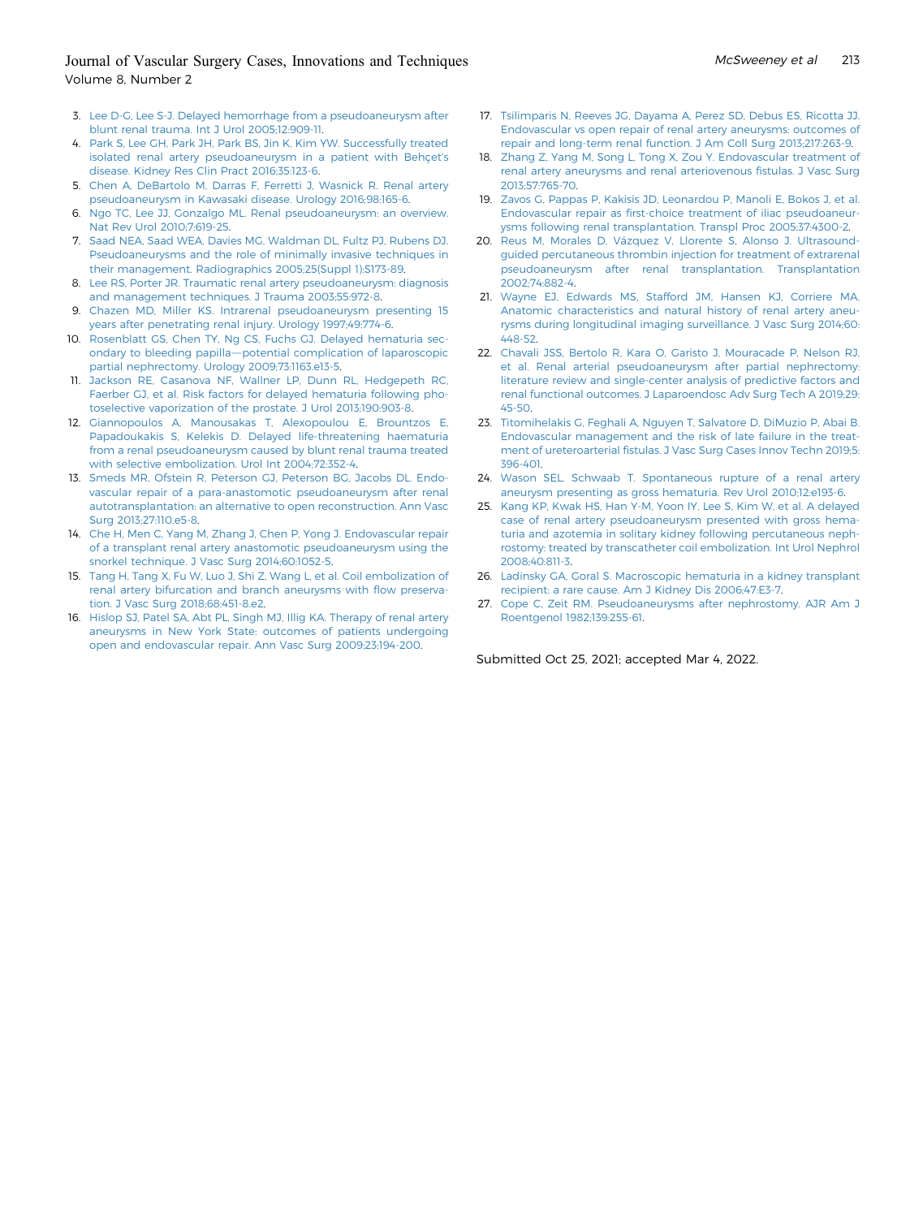3. Lee D-G, Lee S-J. Delayed hemorrhage from a pseudoaneurysm after blunt renal trauma. Int J Urol 2005;12:909-11.
4. Park S, Lee GH, Park JH, Park BS, Jin K, Kim YW. Successfully treated isolated renal artery pseudoaneurysm in a patient with Behçet's disease. Kidney Res Clin Pract 2016;35:123-6.
5. Chen A, DeBartolo M, Darras F, Ferretti J, Wasnick R. Renal artery pseudoaneurysm in Kawasaki disease. Urology 2016;98:165-6.
6. Ngo TC, Lee JJ, Gonzalgo ML. Renal pseudoaneurysm: an overview. Nat Rev Urol 2010;7:619-25.
7. Saad NEA, Saad WEA, Davies MG, Waldman DL, Fultz PJ, Rubens DJ. Pseudoaneurysms and the role of minimally invasive techniques in their management. Radiographics 2005;25(Suppl 1):S173-89.
8. Lee RS, Porter JR. Traumatic renal artery pseudoaneurysm: diagnosis and management techniques. J Trauma 2003;55:972-8.
9. Chazen MD, Miller KS. Intrarenal pseudoaneurysm presenting 15 years after penetrating renal injury. Urology 1997;49:774-6.
10. Rosenblatt GS, Chen TY, Ng CS, Fuchs GJ. Delayed hematuria secondary to bleeding papilla—potential complication of laparoscopic partial nephrectomy. Urology 2009;73:1163.e13-5.
11. Jackson RE, Casanova NF, Wallner LP, Dunn RL, Hedgepeth RC, Faerber GJ, et al. Risk factors for delayed hematuria following photoselective vaporization of the prostate. J Urol 2013;190:903-8.
12. Giannopoulos A, Manousakas T, Alexopoulou E, Brountzos E, Papadoukakis S, Kelekis D. Delayed life-threatening haematuria from a renal pseudoaneurysm caused by blunt renal trauma treated with selective embolization. Urol Int 2004;72:352-4.
13. Smeds MR, Ofstein R, Peterson GJ, Peterson BG, Jacobs DL. Endovascular repair of a para-anastomotic pseudoaneurysm after renal autotransplantation: an alternative to open reconstruction. Ann Vasc Surg 2013;27:110.e5-8.
14. Che H, Men C, Yang M, Zhang J, Chen P, Yong J. Endovascular repair of a transplant renal artery anastomotic pseudoaneurysm using the snorkel technique. J Vasc Surg 2014;60:1052-5.
15. Tang H, Tang X, Fu W, Luo J, Shi Z, Wang L, et al. Coil embolization of renal artery bifurcation and branch aneurysms with flow preservation. J Vasc Surg 2018;68:451-8.e2.
16. Hislop SJ, Patel SA, Abt PL, Singh MJ, Illig KA. Therapy of renal artery aneurysms in New York State: outcomes of patients undergoing open and endovascular repair. Ann Vasc Surg 2009;23:194-200.
17. Tsilimparis N, Reeves JG, Dayama A, Perez SD, Debus ES, Ricotta JJ. Endovascular vs open repair of renal artery aneurysms: outcomes of repair and long-term renal function. J Am Coll Surg 2013;217:263-9.
18. Zhang Z, Yang M, Song L, Tong X, Zou Y. Endovascular treatment of renal artery aneurysms and renal arteriovenous fistulas. J Vasc Surg 2013;57:765-70.
19. Zavos G, Pappas P, Kakisis JD, Leonardou P, Manoli E, Bokos J, et al. Endovascular repair as first-choice treatment of iliac pseudoaneurysms following renal transplantation. Transpl Proc 2005;37:4300-2.
20. Reus M, Morales D, Vázquez V, Llorente S, Alonso J. Ultrasound-guided percutaneous thrombin injection for treatment of extrarenal pseudoaneurysm after renal transplantation. Transplantation 2002;74:882-4.
21. Wayne EJ, Edwards MS, Stafford JM, Hansen KJ, Corriere MA. Anatomic characteristics and natural history of renal artery aneurysms during longitudinal imaging surveillance. J Vasc Surg 2014;60:448-52.
22. Chavali JSS, Bertolo R, Kara O, Garisto J, Mouracade P, Nelson RJ, et al. Renal arterial pseudoaneurysm after partial nephrectomy: literature review and single-center analysis of predictive factors and renal functional outcomes. J Laparoendosc Adv Surg Tech A 2019;29:45-50.
23. Titomihelakis G, Feghali A, Nguyen T, Salvatore D, DiMuzio P, Abai B. Endovascular management and the risk of late failure in the treatment of ureteroarterial fistulas. J Vasc Surg Cases Innov Techn 2019;5:396-401.
24. Wason SEL, Schwaab T. Spontaneous rupture of a renal artery aneurysm presenting as gross hematuria. Rev Urol 2010;12:e193-6.
25. Kang KP, Kwak HS, Han Y-M, Yoon IY, Lee S, Kim W, et al. A delayed case of renal artery pseudoaneurysm presented with gross hematuria and azotemia in solitary kidney following percutaneous nephrostomy: treated by transcatheter coil embolization. Int Urol Nephrol 2008;40:811-3.
26. Ladinsky GA, Goral S. Macroscopic hematuria in a kidney transplant recipient: a rare cause. Am J Kidney Dis 2006;47:E3-7.
27. Cope C, Zeit RM. Pseudoaneurysms after nephrostomy. AJR Am J Roentgenol 1982;139:255-61.

Submitted Oct 25, 2021; accepted Mar 4, 2022.